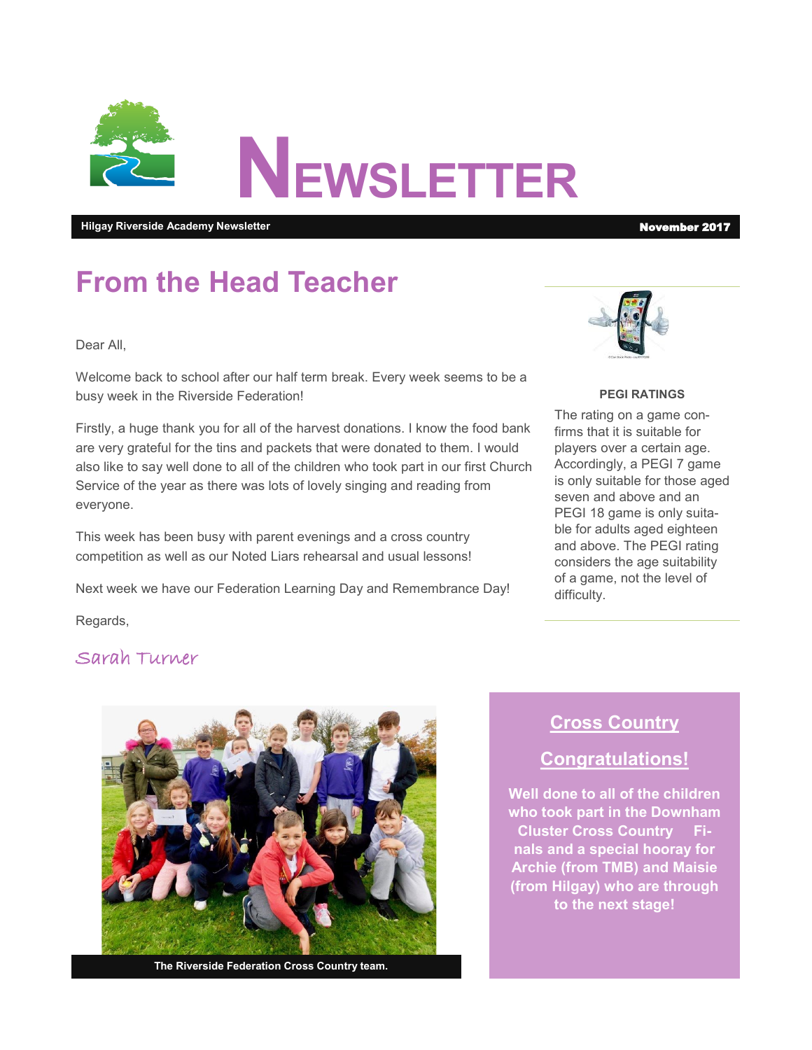# NEWSLETTER

**Hilgay Riverside Academy Newsletter** **November 2017**

## From the Head Teacher

Dear All,

Welcome back to school after our half term break. Every week seems to be a busy week in the Riverside Federation!

Firstly, a huge thank you for all of the harvest donations. I know the food bank are very grateful for the tins and packets that were donated to them. I would also like to say well done to all of the children who took part in our first Church Service of the year as there was lots of lovely singing and reading from everyone.

This week has been busy with parent evenings and a cross country competition as well as our Noted Liars rehearsal and usual lessons!

Next week we have our Federation Learning Day and Remembrance Day!

Regards,

*Sarah Turner*

**PEGI RATINGS**

The rating on a game confirms that it is suitable for players over a certain age. Accordingly, a PEGI 7 game is only suitable for those aged seven and above and an PEGI 18 game is only suitable for adults aged eighteen and above. The PEGI rating considers the age suitability of a game, not the level of difficulty.

**The Riverside Federation Cross Country team.**

## Cross Country Congratulations!

**Well done to all of the children who took part in the Downham Cluster Cross Country Finals and a special hooray for Archie (from TMB) and Maisie (from Hilgay) who are through to the next stage!**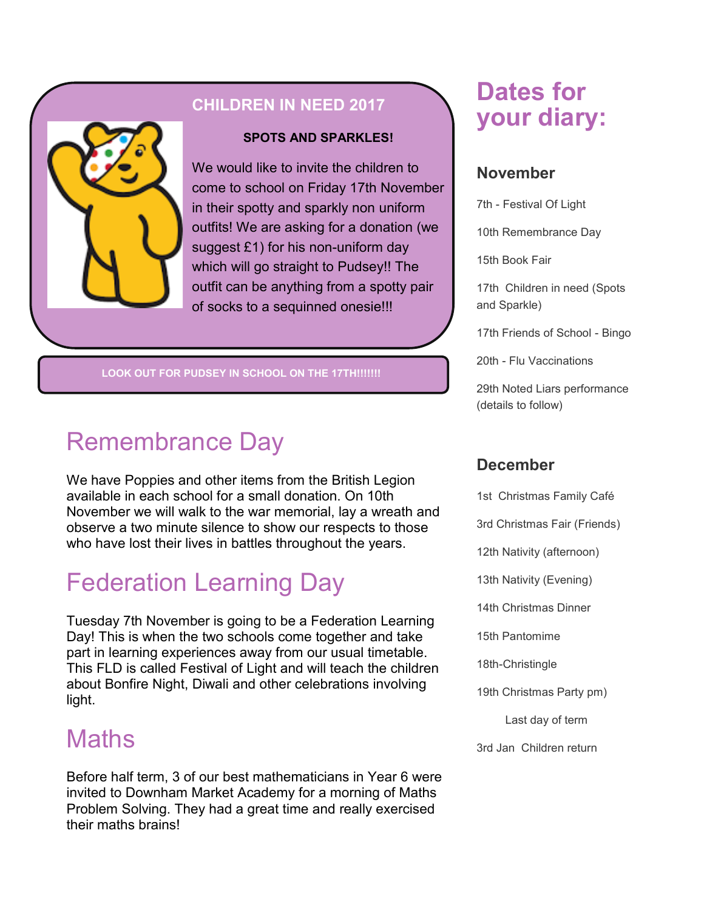## CHILDREN IN NEED 2017

**SPOTS AND SPARKLES!**

We would like to invite the children to come to school on Friday 17th November in their spotty and sparkly non uniform outfits! We are asking for a donation (we suggest £1) for his non-uniform day which will go straight to Pudsey!! The outfit can be anything from a spotty pair of socks to a sequinned onesie!!!

**LOOK OUT FOR PUDSEY IN SCHOOL ON THE 17TH!!!!!!!**

# Remembrance Day

We have Poppies and other items from the British Legion available in each school for a small donation. On 10th November we will walk to the war memorial, lay a wreath and observe a two minute silence to show our respects to those who have lost their lives in battles throughout the years.

# Federation Learning Day

Tuesday 7th November is going to be a Federation Learning Day! This is when the two schools come together and take part in learning experiences away from our usual timetable. This FLD is called Festival of Light and will teach the children about Bonfire Night, Diwali and other celebrations involving light.

# Maths

Before half term, 3 of our best mathematicians in Year 6 were invited to Downham Market Academy for a morning of Maths Problem Solving. They had a great time and really exercised their maths brains!

# Dates for your diary:

## November

7th - Festival Of Light

10th Remembrance Day

15th Book Fair

17th Children in need (Spots and Sparkle)

17th Friends of School - Bingo

20th - Flu Vaccinations

29th Noted Liars performance (details to follow)

## December

1st Christmas Family Café

3rd Christmas Fair (Friends)

12th Nativity (afternoon)

13th Nativity (Evening)

14th Christmas Dinner

15th Pantomime

18th-Christingle

19th Christmas Party pm)

Last day of term

3rd Jan Children return